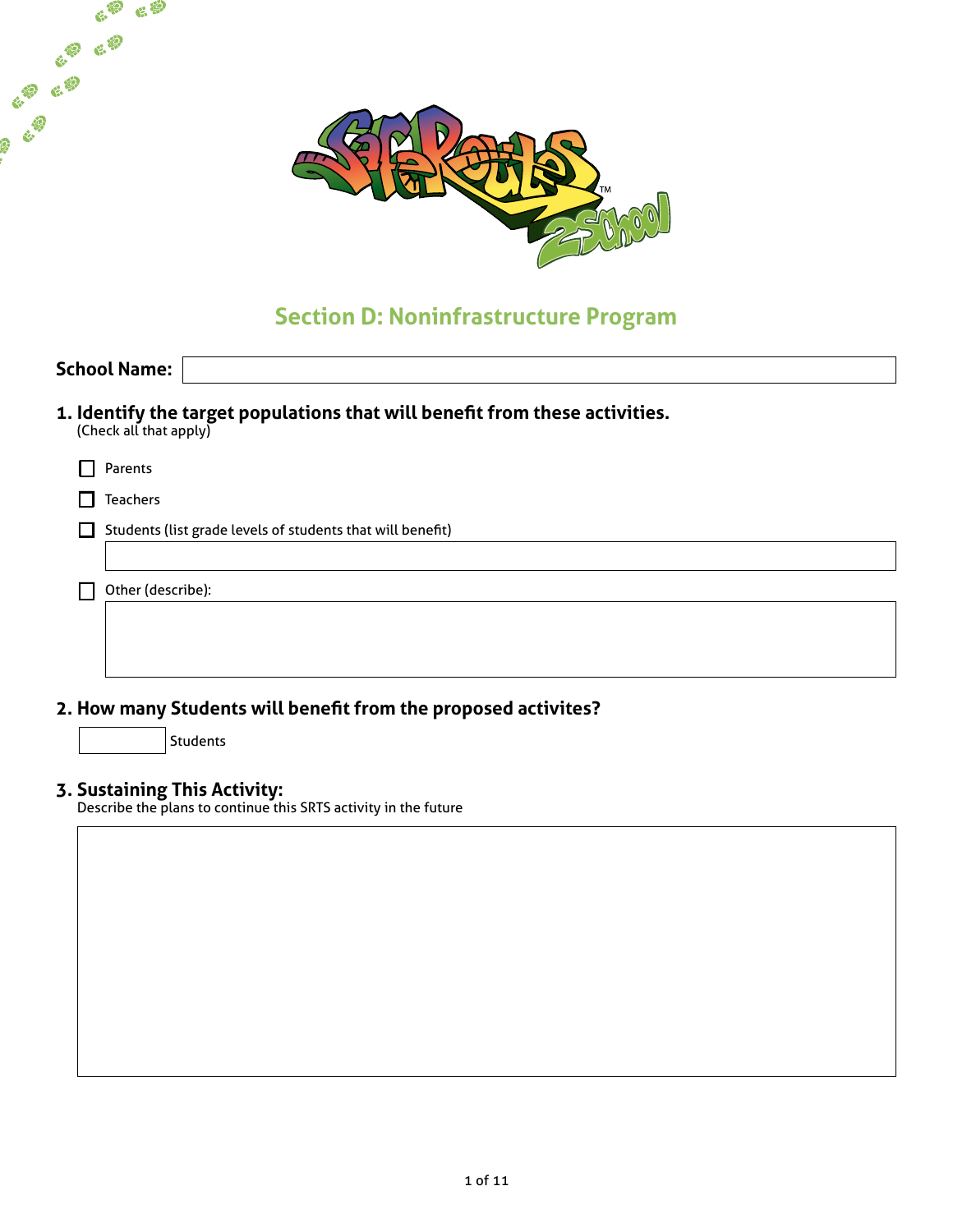## Section D: Noninfrastructure Program

**School Name:**

### 1. Identify the target populations that will benefit from these activities.
(Check all that apply)

- [ ] Parents
- [ ] Teachers
- [ ] Students (list grade levels of students that will benefit)
- [ ] Other (describe):

### 2. How many Students will benefit from the proposed activites?

Students

### 3. Sustaining This Activity:
Describe the plans to continue this SRTS activity in the future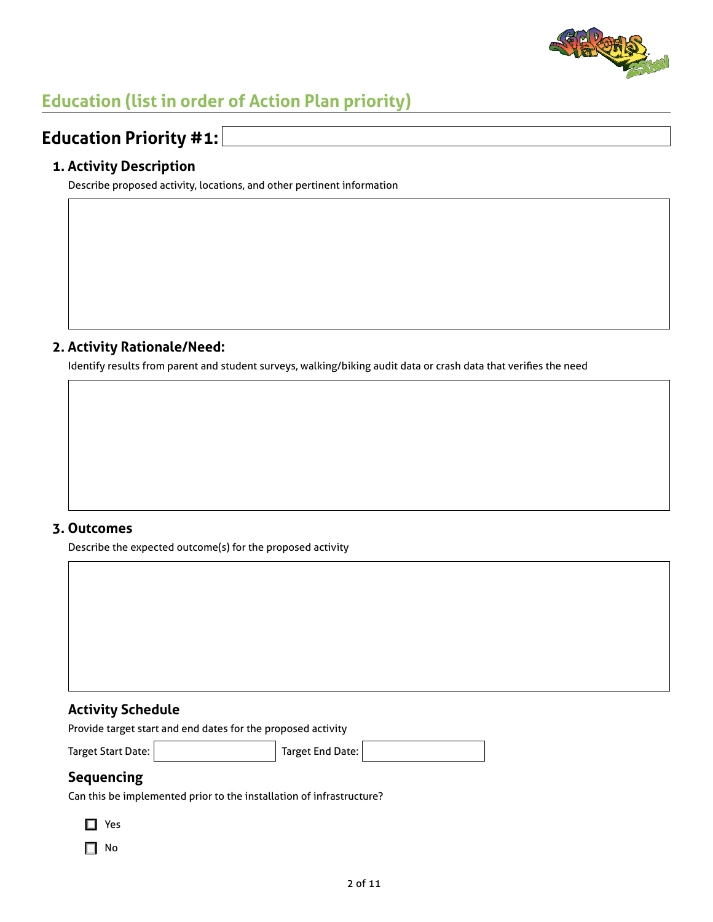## Education (list in order of Action Plan priority)

# Education Priority #1:

### 1. Activity Description

Describe proposed activity, locations, and other pertinent information

### 2. Activity Rationale/Need:

Identify results from parent and student surveys, walking/biking audit data or crash data that verifies the need

### 3. Outcomes

Describe the expected outcome(s) for the proposed activity

### Activity Schedule

Provide target start and end dates for the proposed activity

Target Start Date: Target End Date:

### Sequencing

Can this be implemented prior to the installation of infrastructure?

- ☐ Yes
- ☐ No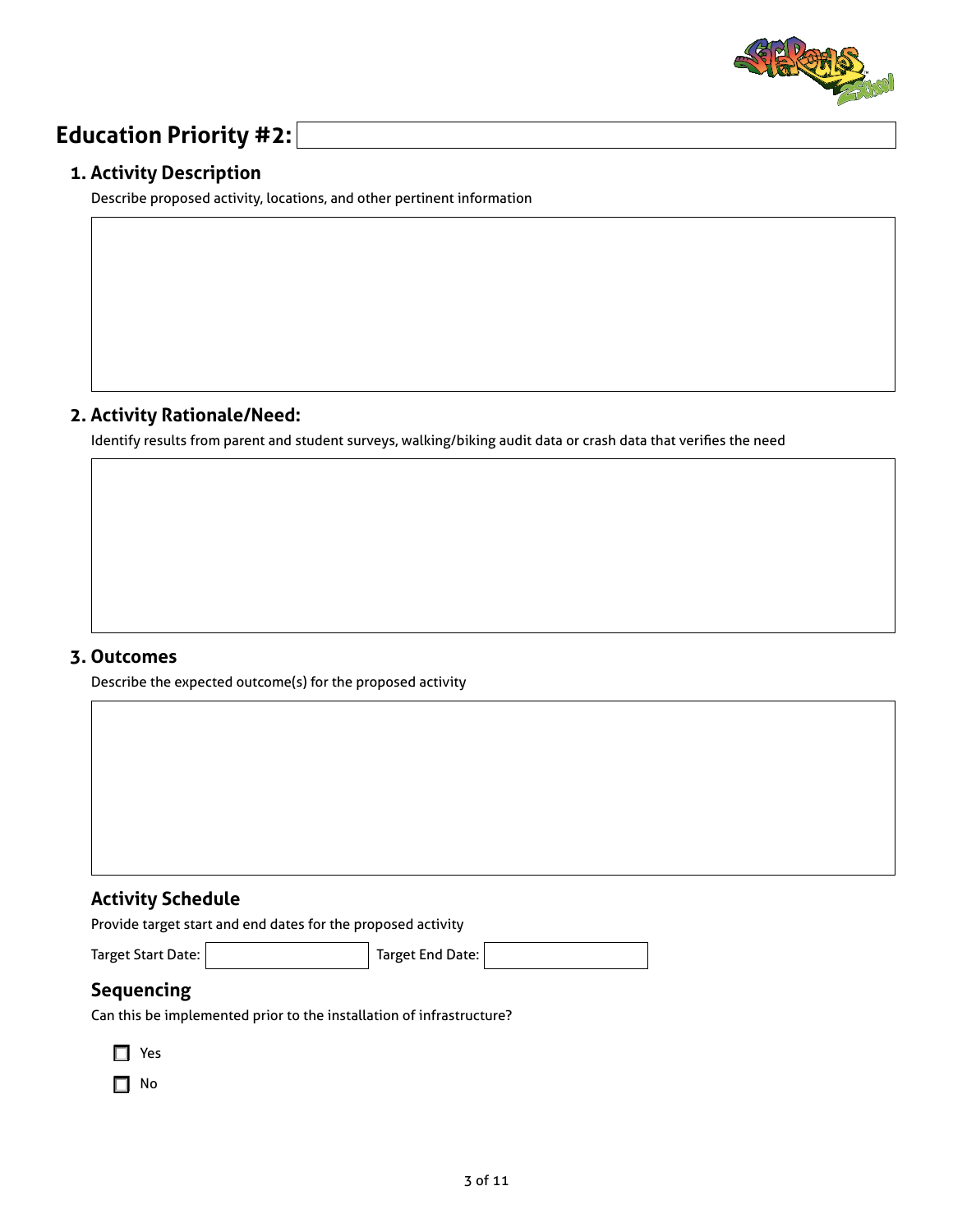# Education Priority #2:

## 1. Activity Description

Describe proposed activity, locations, and other pertinent information

## 2. Activity Rationale/Need:

Identify results from parent and student surveys, walking/biking audit data or crash data that verifies the need

## 3. Outcomes

Describe the expected outcome(s) for the proposed activity

### Activity Schedule

Provide target start and end dates for the proposed activity

Target Start Date: Target End Date:

### Sequencing

Can this be implemented prior to the installation of infrastructure?

- ☐ Yes
- ☐ No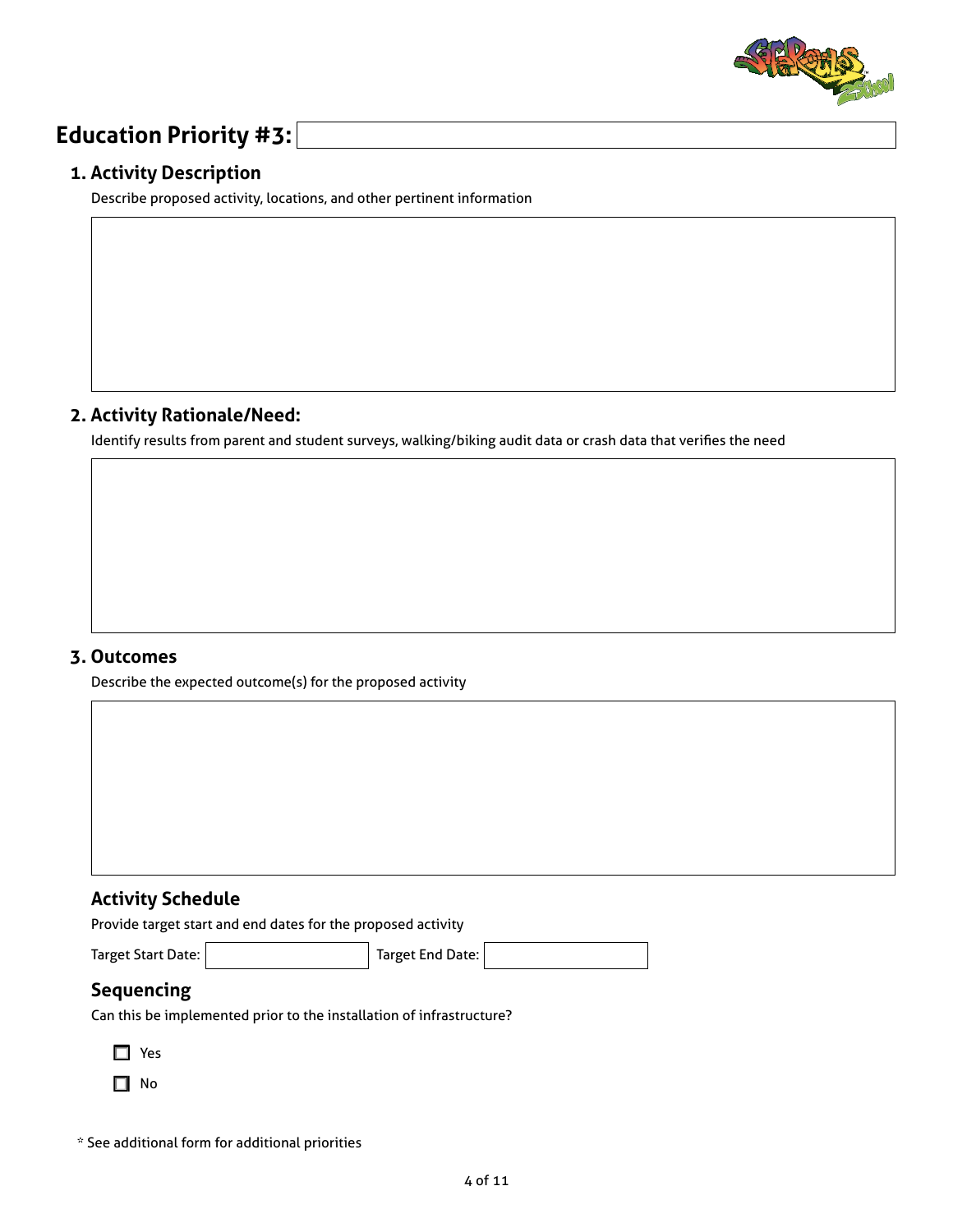## Education Priority #3:

### 1. Activity Description

Describe proposed activity, locations, and other pertinent information

### 2. Activity Rationale/Need:

Identify results from parent and student surveys, walking/biking audit data or crash data that verifies the need

### 3. Outcomes

Describe the expected outcome(s) for the proposed activity

### Activity Schedule

Provide target start and end dates for the proposed activity

Target Start Date: Target End Date:

### Sequencing

Can this be implemented prior to the installation of infrastructure?

- ☐ Yes
- ☐ No

* See additional form for additional priorities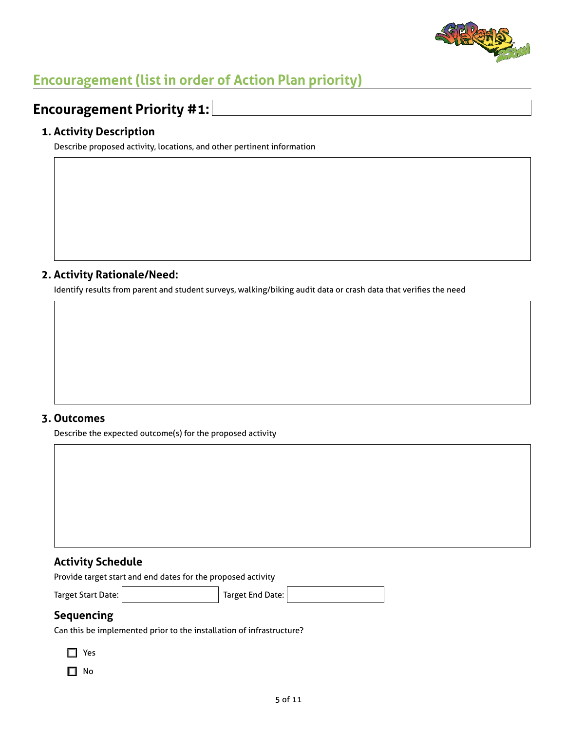## Encouragement (list in order of Action Plan priority)

## Encouragement Priority #1:

### 1. Activity Description

Describe proposed activity, locations, and other pertinent information

### 2. Activity Rationale/Need:

Identify results from parent and student surveys, walking/biking audit data or crash data that verifies the need

### 3. Outcomes

Describe the expected outcome(s) for the proposed activity

### Activity Schedule

Provide target start and end dates for the proposed activity

Target Start Date: Target End Date:

### Sequencing

Can this be implemented prior to the installation of infrastructure?

- ☐ Yes
- ☐ No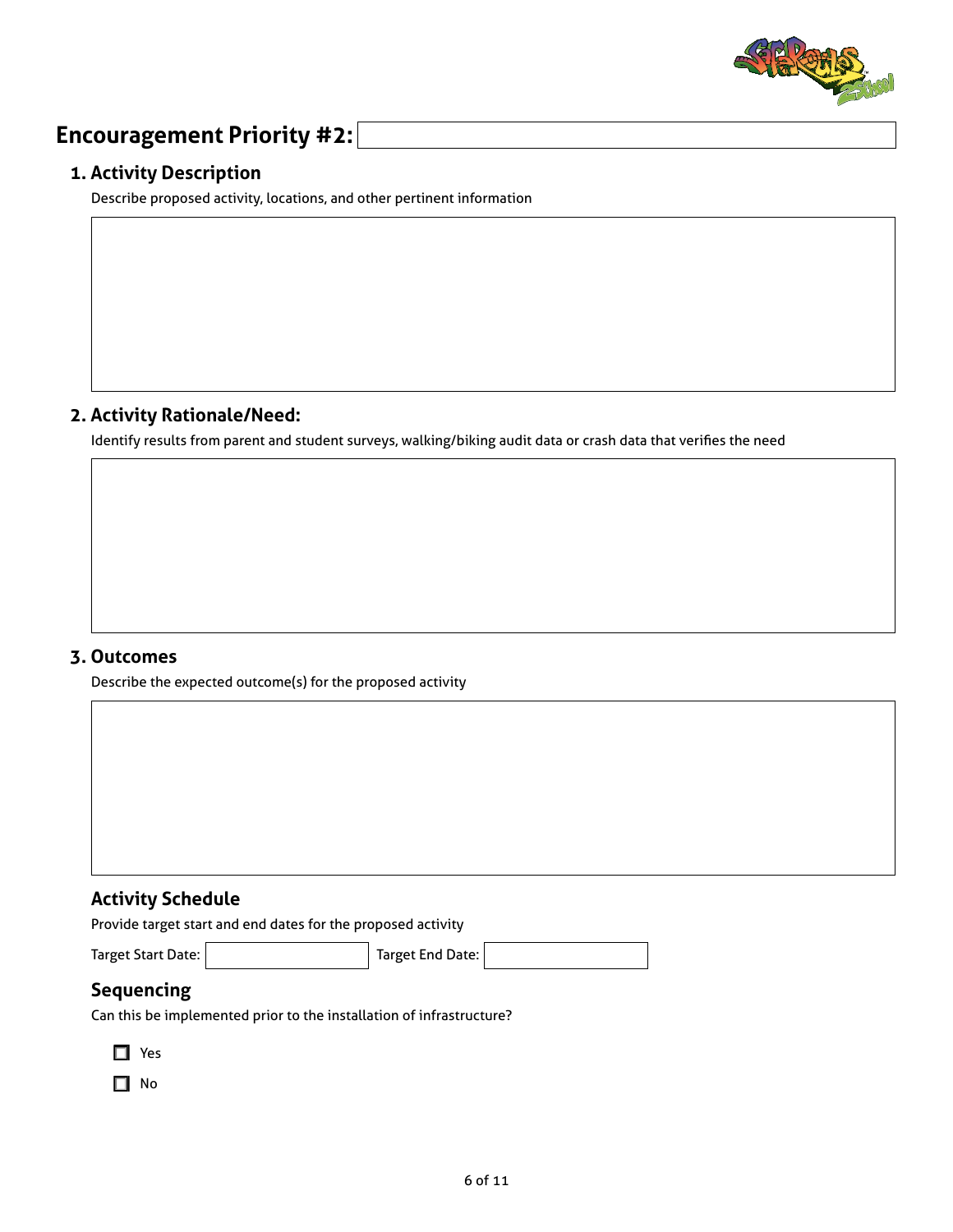# Encouragement Priority #2:

## 1. Activity Description

Describe proposed activity, locations, and other pertinent information

## 2. Activity Rationale/Need:

Identify results from parent and student surveys, walking/biking audit data or crash data that verifies the need

## 3. Outcomes

Describe the expected outcome(s) for the proposed activity

### Activity Schedule

Provide target start and end dates for the proposed activity

Target Start Date: Target End Date:

### Sequencing

Can this be implemented prior to the installation of infrastructure?

- [ ] Yes
- [ ] No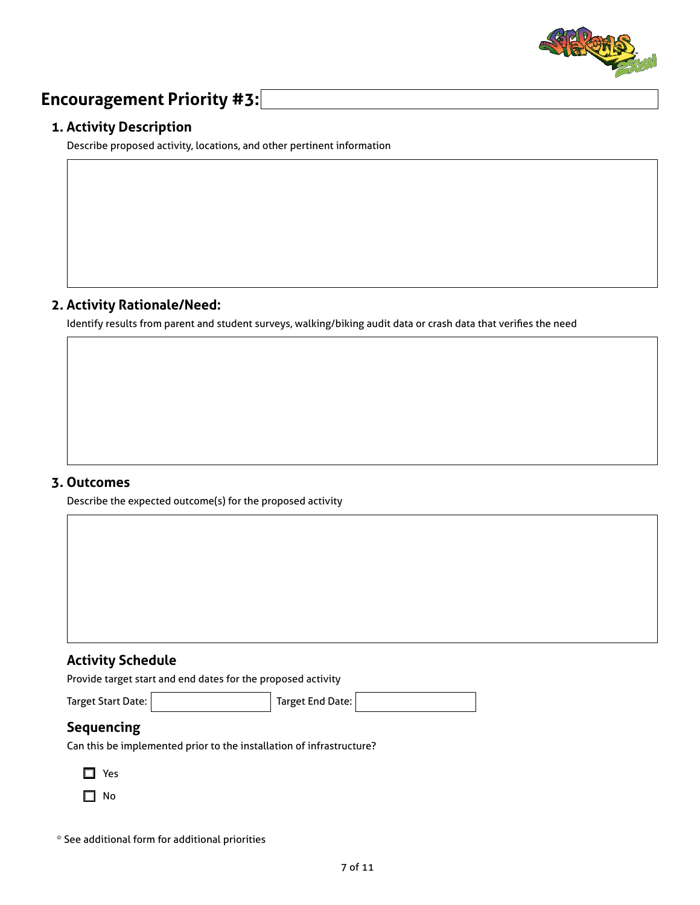# Encouragement Priority #3:

## 1. Activity Description

Describe proposed activity, locations, and other pertinent information

## 2. Activity Rationale/Need:

Identify results from parent and student surveys, walking/biking audit data or crash data that verifies the need

## 3. Outcomes

Describe the expected outcome(s) for the proposed activity

### Activity Schedule

Provide target start and end dates for the proposed activity

Target Start Date: Target End Date:

### Sequencing

Can this be implemented prior to the installation of infrastructure?

- [ ] Yes
- [ ] No

* See additional form for additional priorities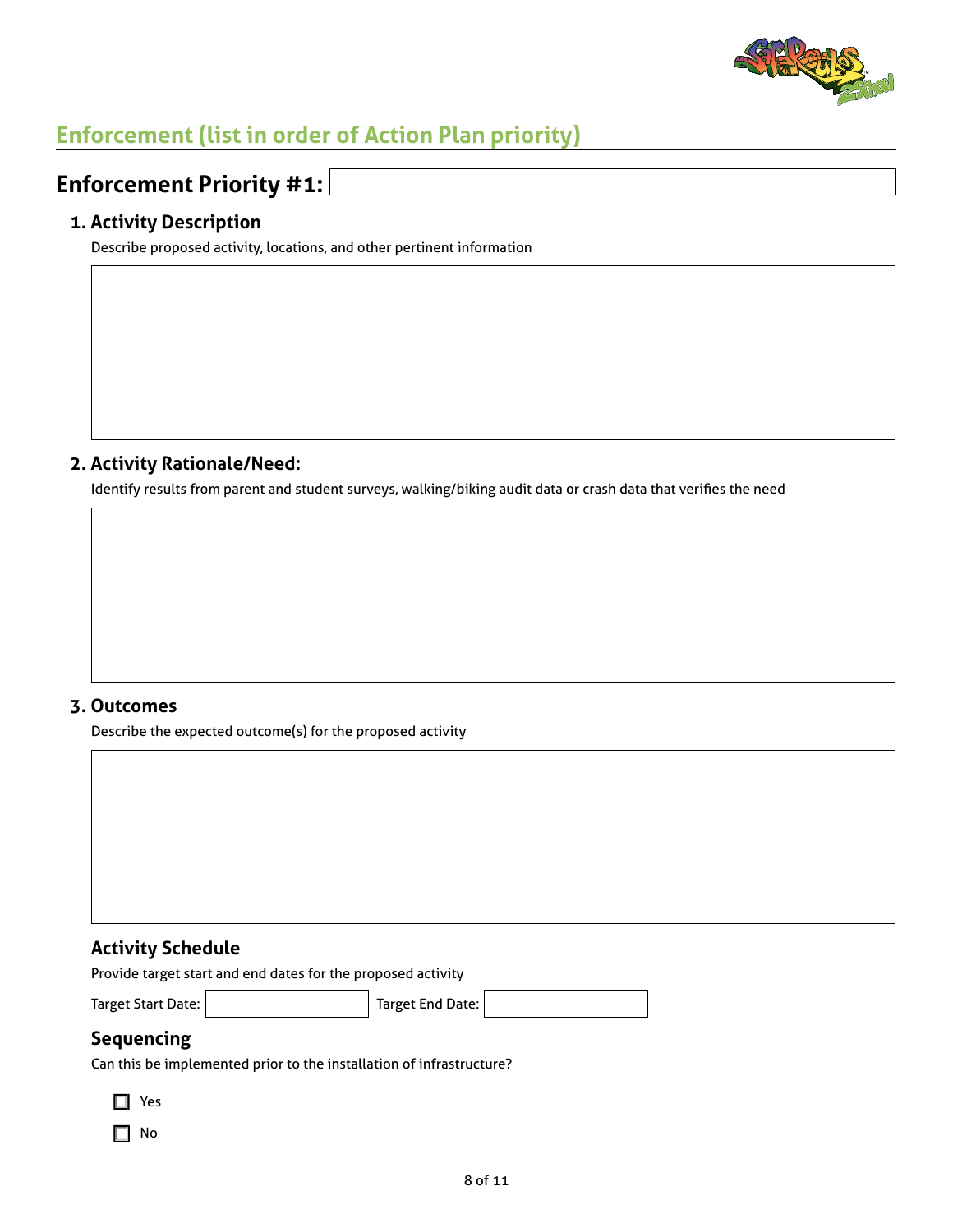## Enforcement (list in order of Action Plan priority)

## Enforcement Priority #1:

### 1. Activity Description

Describe proposed activity, locations, and other pertinent information

### 2. Activity Rationale/Need:

Identify results from parent and student surveys, walking/biking audit data or crash data that verifies the need

### 3. Outcomes

Describe the expected outcome(s) for the proposed activity

### Activity Schedule

Provide target start and end dates for the proposed activity

Target Start Date: Target End Date:

### Sequencing

Can this be implemented prior to the installation of infrastructure?

- ☐ Yes
- ☐ No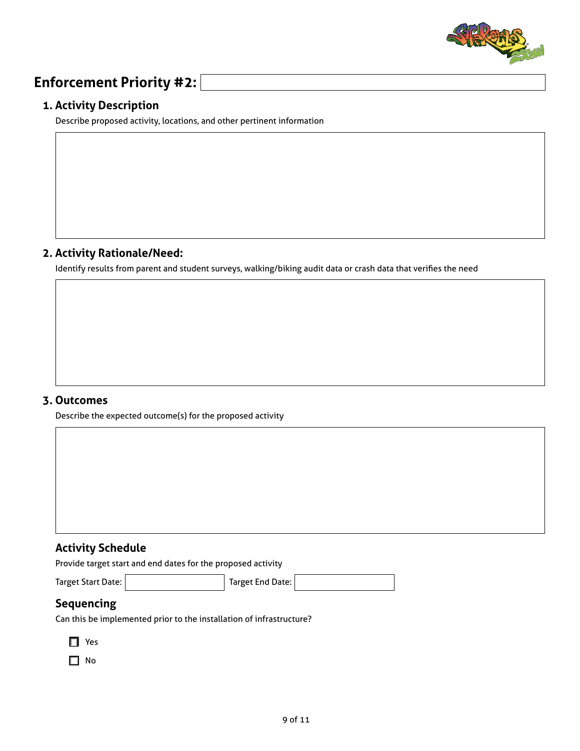## Enforcement Priority #2:

### 1. Activity Description

Describe proposed activity, locations, and other pertinent information

### 2. Activity Rationale/Need:

Identify results from parent and student surveys, walking/biking audit data or crash data that verifies the need

### 3. Outcomes

Describe the expected outcome(s) for the proposed activity

### Activity Schedule

Provide target start and end dates for the proposed activity

Target Start Date: Target End Date:

### Sequencing

Can this be implemented prior to the installation of infrastructure?

- ☐ Yes
- ☐ No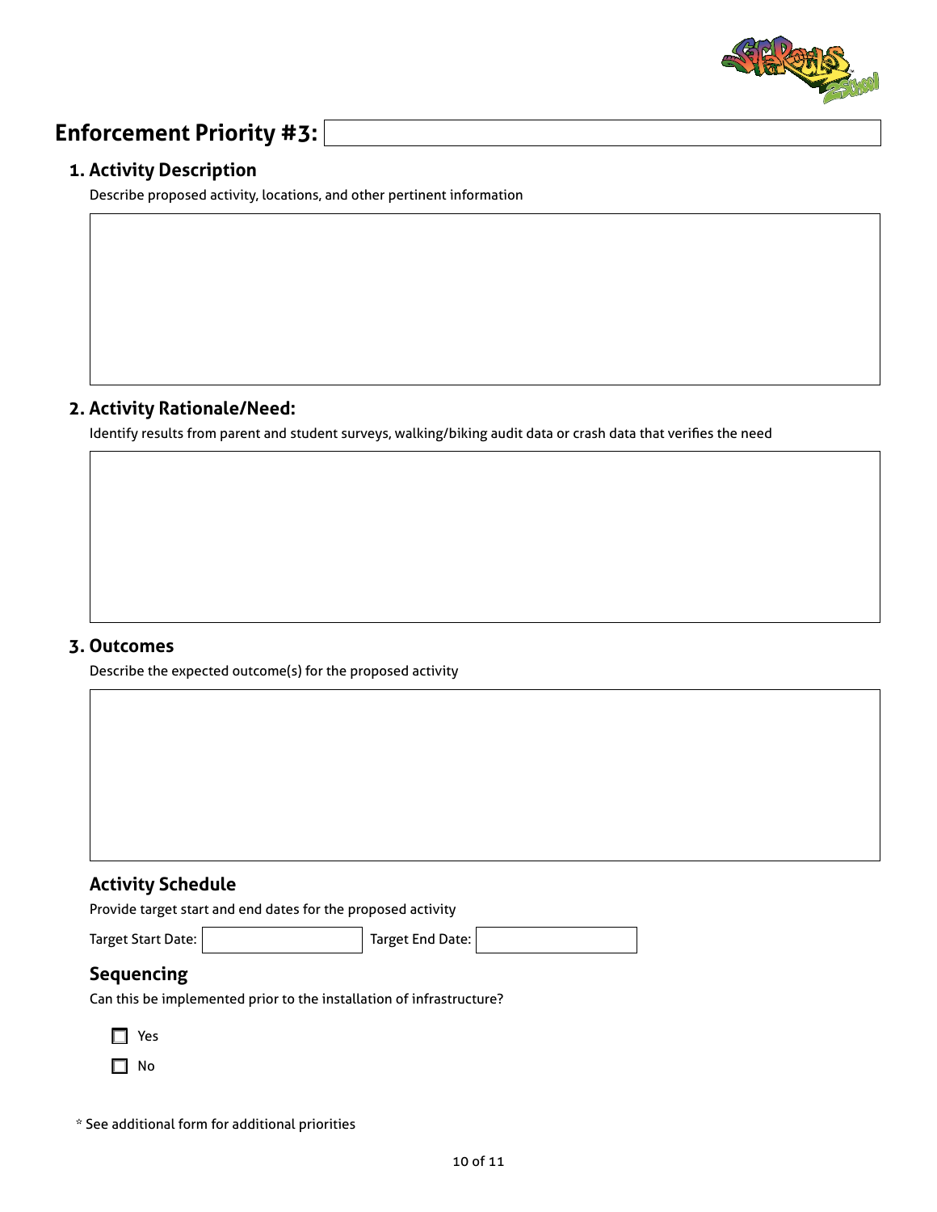# Enforcement Priority #3:

## 1. Activity Description

Describe proposed activity, locations, and other pertinent information

## 2. Activity Rationale/Need:

Identify results from parent and student surveys, walking/biking audit data or crash data that verifies the need

## 3. Outcomes

Describe the expected outcome(s) for the proposed activity

### Activity Schedule

Provide target start and end dates for the proposed activity

Target Start Date: Target End Date:

### Sequencing

Can this be implemented prior to the installation of infrastructure?

- ☐ Yes
- ☐ No

\* See additional form for additional priorities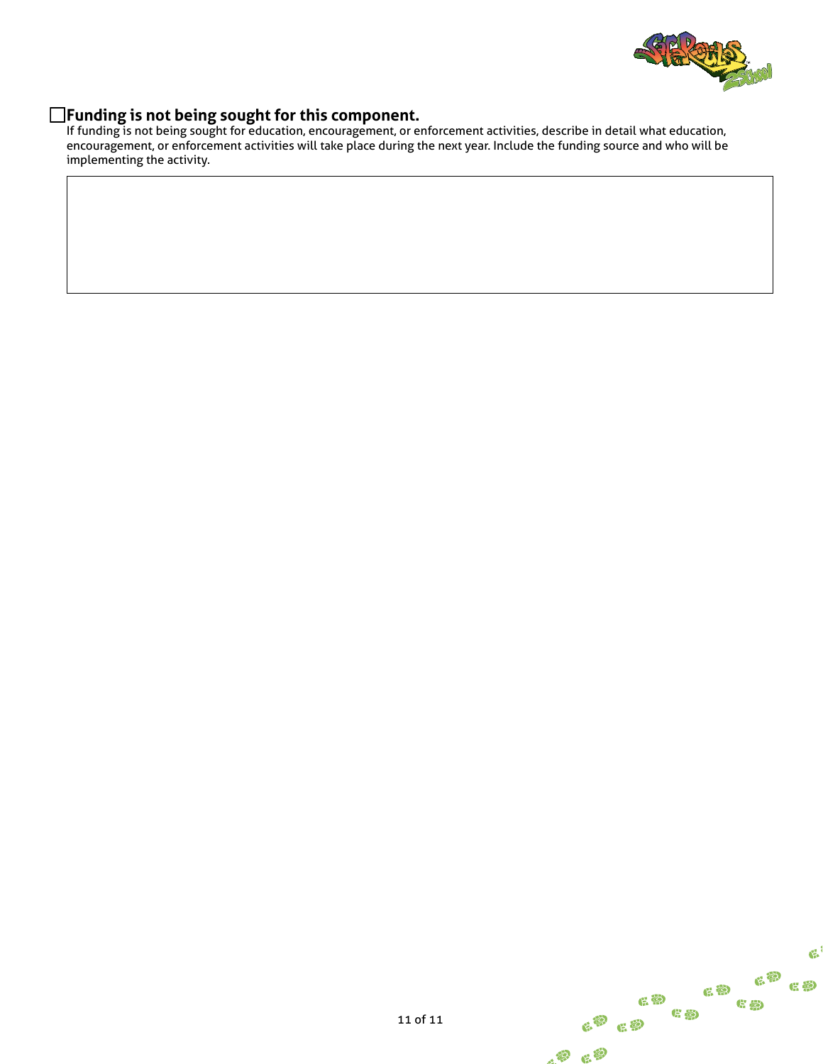☐ **Funding is not being sought for this component.**

If funding is not being sought for education, encouragement, or enforcement activities, describe in detail what education, encouragement, or enforcement activities will take place during the next year. Include the funding source and who will be implementing the activity.

| |
|---|
| |